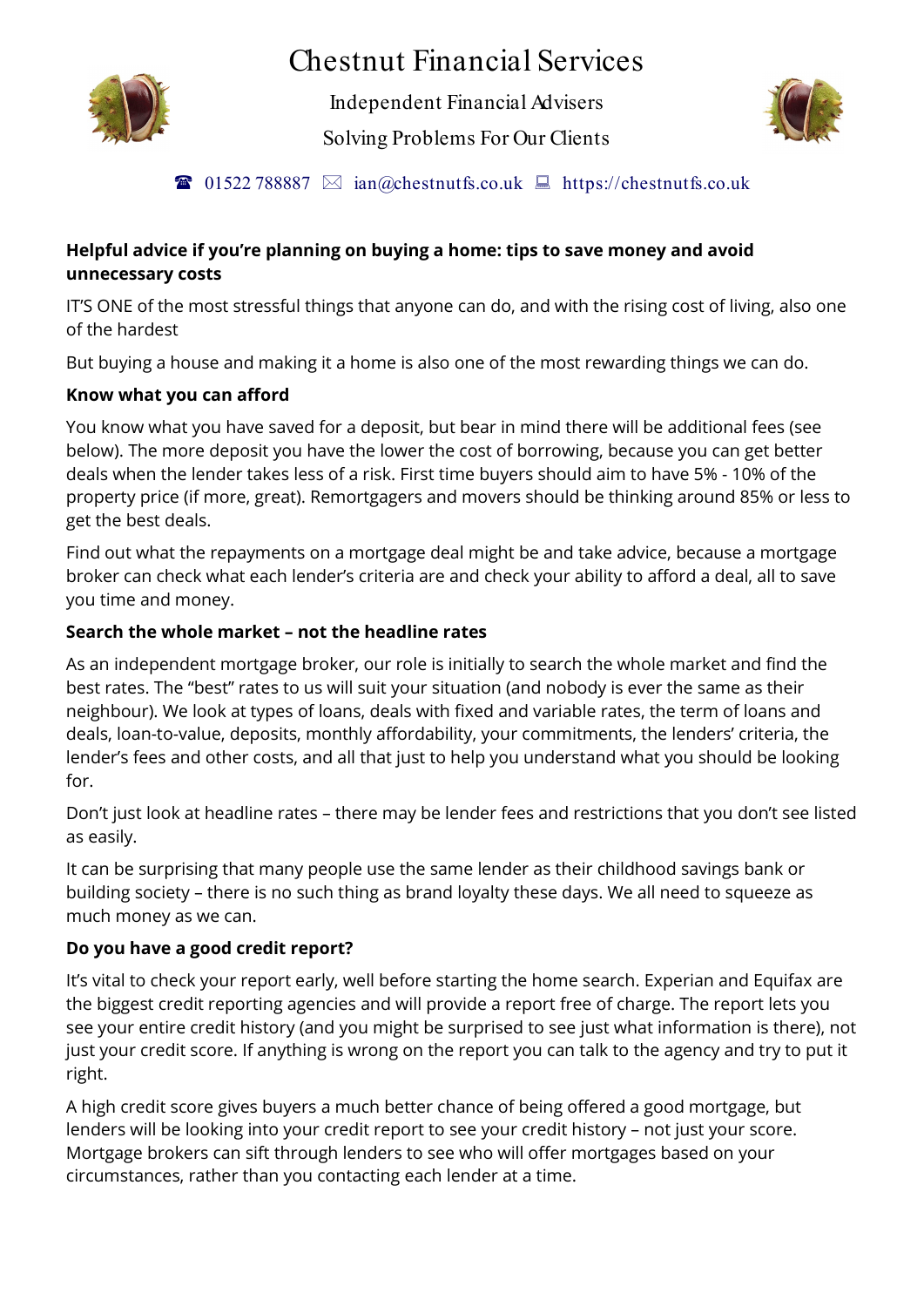# Chestnut Financial Services

Independent Financial Advisers

Solving Problems For Our Clients

☎ 01522 788887 ✉ ian@chestnutfs.co.uk 💻 https://chestnutfs.co.uk

**Helpful advice if you're planning on buying a home: tips to save money and avoid unnecessary costs**

IT'S ONE of the most stressful things that anyone can do, and with the rising cost of living, also one of the hardest

But buying a house and making it a home is also one of the most rewarding things we can do.

**Know what you can afford**

You know what you have saved for a deposit, but bear in mind there will be additional fees (see below). The more deposit you have the lower the cost of borrowing, because you can get better deals when the lender takes less of a risk. First time buyers should aim to have 5% - 10% of the property price (if more, great). Remortgagers and movers should be thinking around 85% or less to get the best deals.

Find out what the repayments on a mortgage deal might be and take advice, because a mortgage broker can check what each lender's criteria are and check your ability to afford a deal, all to save you time and money.

**Search the whole market – not the headline rates**

As an independent mortgage broker, our role is initially to search the whole market and find the best rates. The "best" rates to us will suit your situation (and nobody is ever the same as their neighbour). We look at types of loans, deals with fixed and variable rates, the term of loans and deals, loan-to-value, deposits, monthly affordability, your commitments, the lenders' criteria, the lender's fees and other costs, and all that just to help you understand what you should be looking for.

Don't just look at headline rates – there may be lender fees and restrictions that you don't see listed as easily.

It can be surprising that many people use the same lender as their childhood savings bank or building society – there is no such thing as brand loyalty these days. We all need to squeeze as much money as we can.

**Do you have a good credit report?**

It's vital to check your report early, well before starting the home search. Experian and Equifax are the biggest credit reporting agencies and will provide a report free of charge. The report lets you see your entire credit history (and you might be surprised to see just what information is there), not just your credit score. If anything is wrong on the report you can talk to the agency and try to put it right.

A high credit score gives buyers a much better chance of being offered a good mortgage, but lenders will be looking into your credit report to see your credit history – not just your score. Mortgage brokers can sift through lenders to see who will offer mortgages based on your circumstances, rather than you contacting each lender at a time.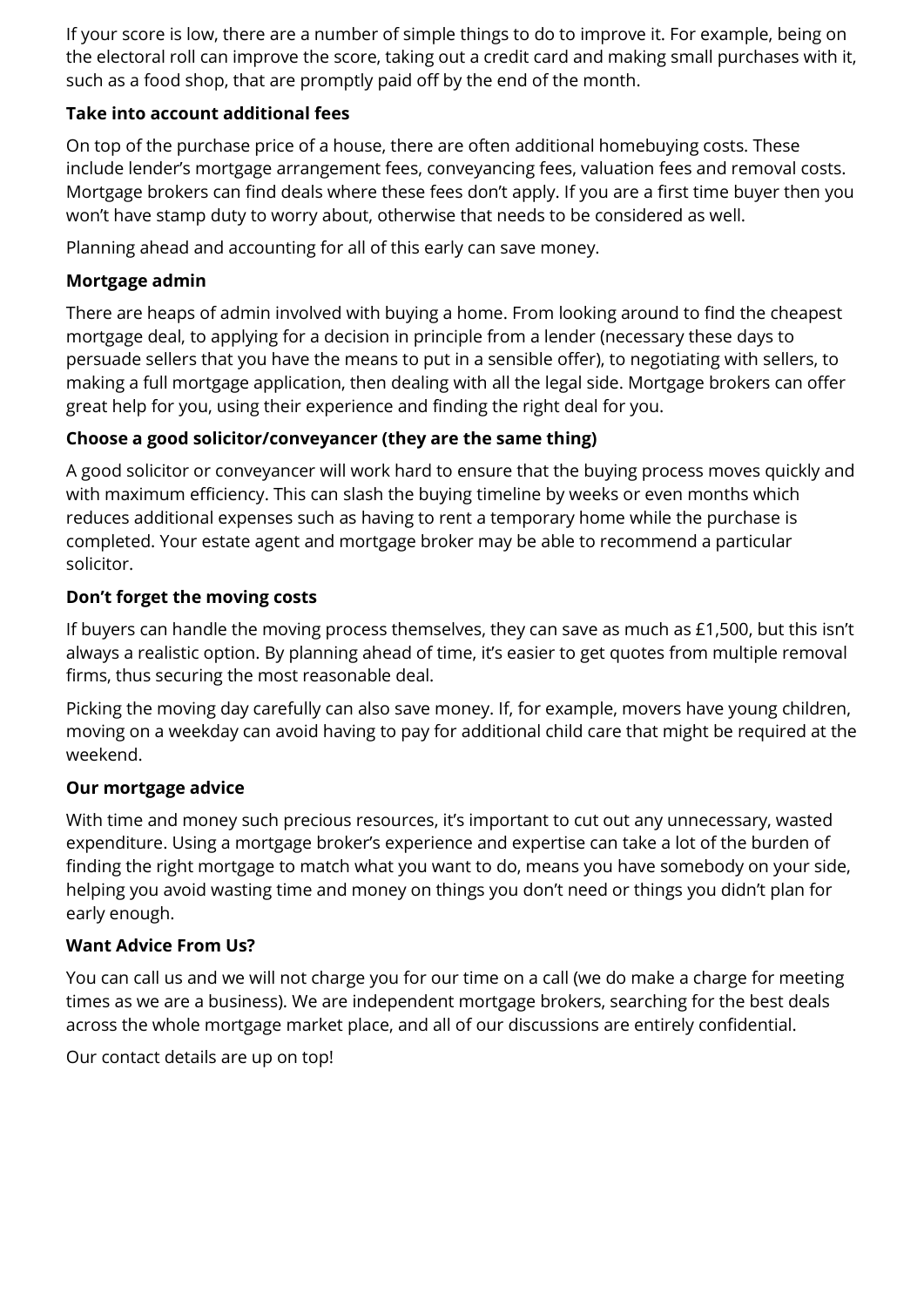If your score is low, there are a number of simple things to do to improve it. For example, being on the electoral roll can improve the score, taking out a credit card and making small purchases with it, such as a food shop, that are promptly paid off by the end of the month.

**Take into account additional fees**

On top of the purchase price of a house, there are often additional homebuying costs. These include lender's mortgage arrangement fees, conveyancing fees, valuation fees and removal costs. Mortgage brokers can find deals where these fees don't apply. If you are a first time buyer then you won't have stamp duty to worry about, otherwise that needs to be considered as well.

Planning ahead and accounting for all of this early can save money.

**Mortgage admin**

There are heaps of admin involved with buying a home. From looking around to find the cheapest mortgage deal, to applying for a decision in principle from a lender (necessary these days to persuade sellers that you have the means to put in a sensible offer), to negotiating with sellers, to making a full mortgage application, then dealing with all the legal side. Mortgage brokers can offer great help for you, using their experience and finding the right deal for you.

**Choose a good solicitor/conveyancer (they are the same thing)**

A good solicitor or conveyancer will work hard to ensure that the buying process moves quickly and with maximum efficiency. This can slash the buying timeline by weeks or even months which reduces additional expenses such as having to rent a temporary home while the purchase is completed. Your estate agent and mortgage broker may be able to recommend a particular solicitor.

**Don't forget the moving costs**

If buyers can handle the moving process themselves, they can save as much as £1,500, but this isn't always a realistic option. By planning ahead of time, it's easier to get quotes from multiple removal firms, thus securing the most reasonable deal.

Picking the moving day carefully can also save money. If, for example, movers have young children, moving on a weekday can avoid having to pay for additional child care that might be required at the weekend.

**Our mortgage advice**

With time and money such precious resources, it's important to cut out any unnecessary, wasted expenditure. Using a mortgage broker's experience and expertise can take a lot of the burden of finding the right mortgage to match what you want to do, means you have somebody on your side, helping you avoid wasting time and money on things you don't need or things you didn't plan for early enough.

**Want Advice From Us?**

You can call us and we will not charge you for our time on a call (we do make a charge for meeting times as we are a business). We are independent mortgage brokers, searching for the best deals across the whole mortgage market place, and all of our discussions are entirely confidential.

Our contact details are up on top!